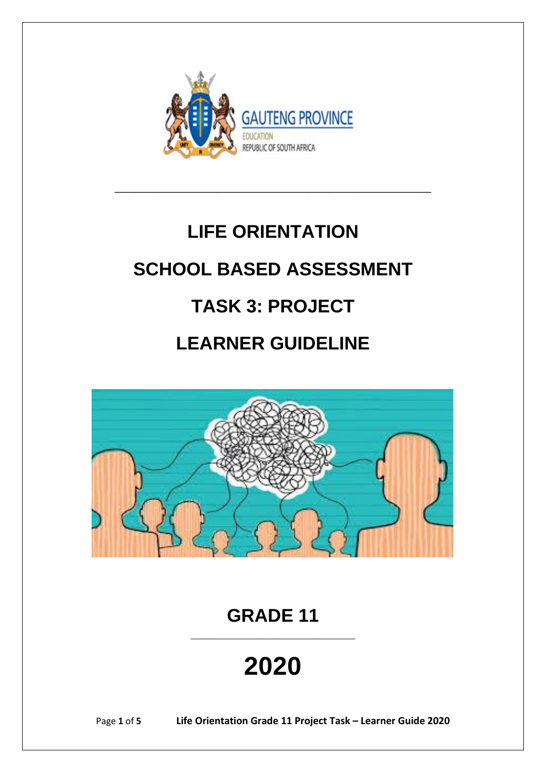GAUTENG PROVINCE

EDUCATION

REPUBLIC OF SOUTH AFRICA

# LIFE ORIENTATION

# SCHOOL BASED ASSESSMENT

# TASK 3: PROJECT

# LEARNER GUIDELINE

## GRADE 11

## 2020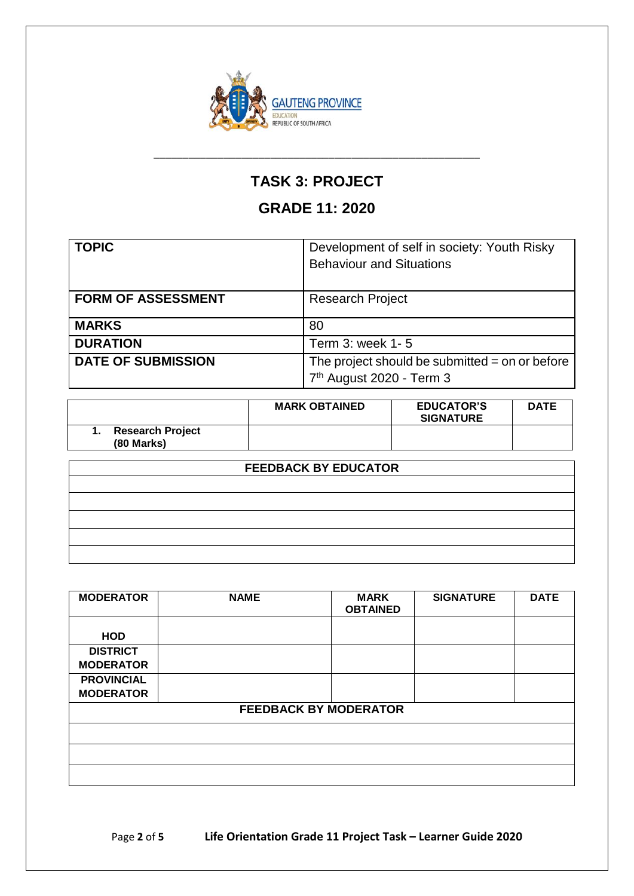# TASK 3: PROJECT

## GRADE 11: 2020

| | |
|---|---|
| **TOPIC** | Development of self in society: Youth Risky Behaviour and Situations |
| **FORM OF ASSESSMENT** | Research Project |
| **MARKS** | 80 |
| **DURATION** | Term 3: week 1- 5 |
| **DATE OF SUBMISSION** | The project should be submitted = on or before 7th August 2020 - Term 3 |

| | **MARK OBTAINED** | **EDUCATOR'S SIGNATURE** | **DATE** |
|---|---|---|---|
| **1. Research Project (80 Marks)** | | | |

| **FEEDBACK BY EDUCATOR** |
|---|
| |
| |
| |
| |
| |

| **MODERATOR** | **NAME** | **MARK OBTAINED** | **SIGNATURE** | **DATE** |
|---|---|---|---|---|
| **HOD** | | | | |
| **DISTRICT MODERATOR** | | | | |
| **PROVINCIAL MODERATOR** | | | | |
| **FEEDBACK BY MODERATOR** | | | | |
| | | | | |
| | | | | |
| | | | | |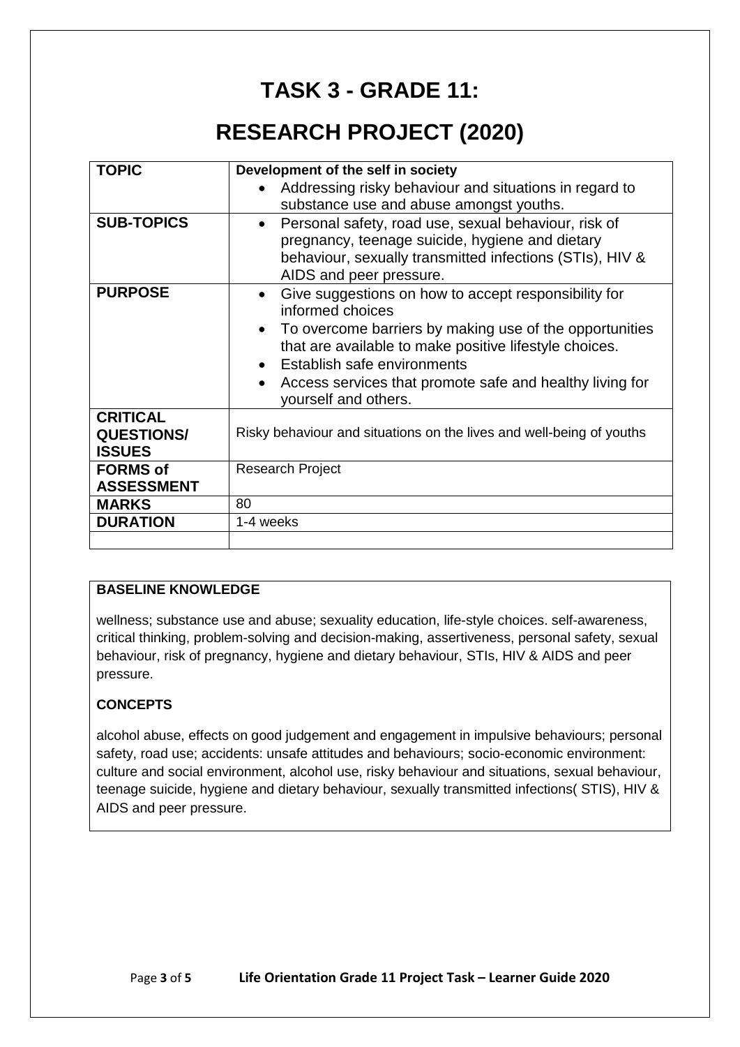# TASK 3 - GRADE 11:

# RESEARCH PROJECT (2020)

| | |
|---|---|
| **TOPIC** | **Development of the self in society**<br>• Addressing risky behaviour and situations in regard to substance use and abuse amongst youths. |
| **SUB-TOPICS** | • Personal safety, road use, sexual behaviour, risk of pregnancy, teenage suicide, hygiene and dietary behaviour, sexually transmitted infections (STIs), HIV & AIDS and peer pressure. |
| **PURPOSE** | • Give suggestions on how to accept responsibility for informed choices<br>• To overcome barriers by making use of the opportunities that are available to make positive lifestyle choices.<br>• Establish safe environments<br>• Access services that promote safe and healthy living for yourself and others. |
| **CRITICAL QUESTIONS/ ISSUES** | Risky behaviour and situations on the lives and well-being of youths |
| **FORMS of ASSESSMENT** | Research Project |
| **MARKS** | 80 |
| **DURATION** | 1-4 weeks |
| | |

**BASELINE KNOWLEDGE**

wellness; substance use and abuse; sexuality education, life-style choices. self-awareness, critical thinking, problem-solving and decision-making, assertiveness, personal safety, sexual behaviour, risk of pregnancy, hygiene and dietary behaviour, STIs, HIV & AIDS and peer pressure.

**CONCEPTS**

alcohol abuse, effects on good judgement and engagement in impulsive behaviours; personal safety, road use; accidents: unsafe attitudes and behaviours; socio-economic environment: culture and social environment, alcohol use, risky behaviour and situations, sexual behaviour, teenage suicide, hygiene and dietary behaviour, sexually transmitted infections( STIS), HIV & AIDS and peer pressure.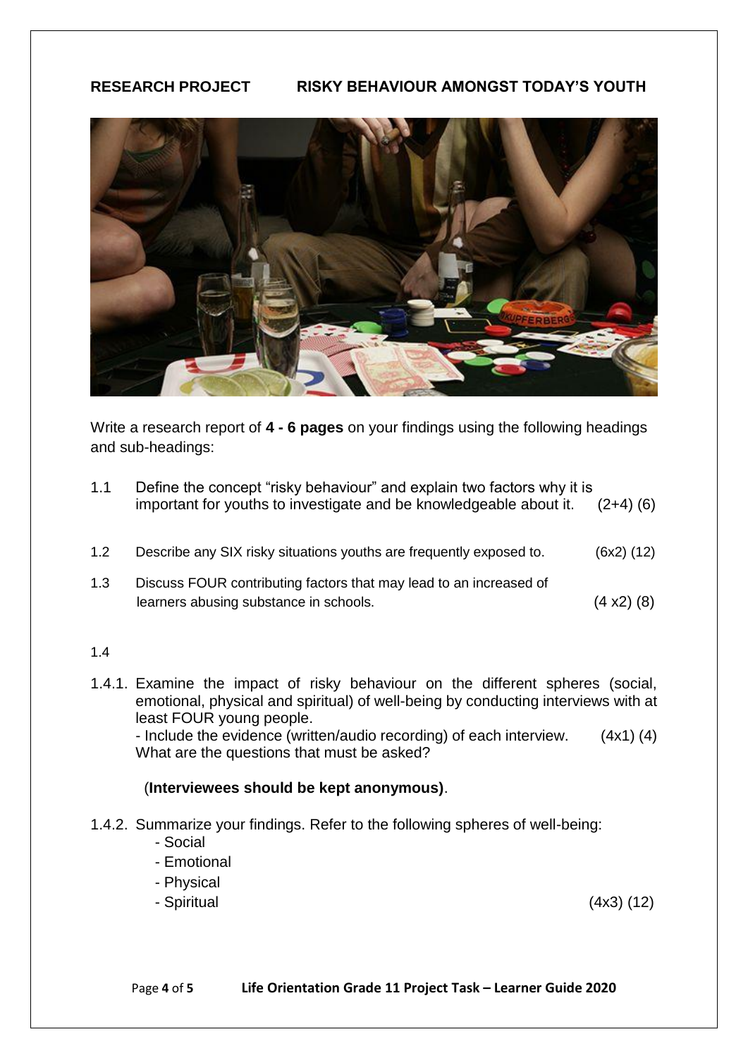**RESEARCH PROJECT** **RISKY BEHAVIOUR AMONGST TODAY'S YOUTH**

Write a research report of **4 - 6 pages** on your findings using the following headings and sub-headings:

1.1 Define the concept "risky behaviour" and explain two factors why it is important for youths to investigate and be knowledgeable about it. (2+4) (6)

1.2 Describe any SIX risky situations youths are frequently exposed to. (6x2) (12)

1.3 Discuss FOUR contributing factors that may lead to an increased of learners abusing substance in schools. (4 x2) (8)

1.4

1.4.1. Examine the impact of risky behaviour on the different spheres (social, emotional, physical and spiritual) of well-being by conducting interviews with at least FOUR young people.
- Include the evidence (written/audio recording) of each interview. (4x1) (4)
What are the questions that must be asked?

(**Interviewees should be kept anonymous)**.

1.4.2. Summarize your findings. Refer to the following spheres of well-being:
- Social
- Emotional
- Physical
- Spiritual (4x3) (12)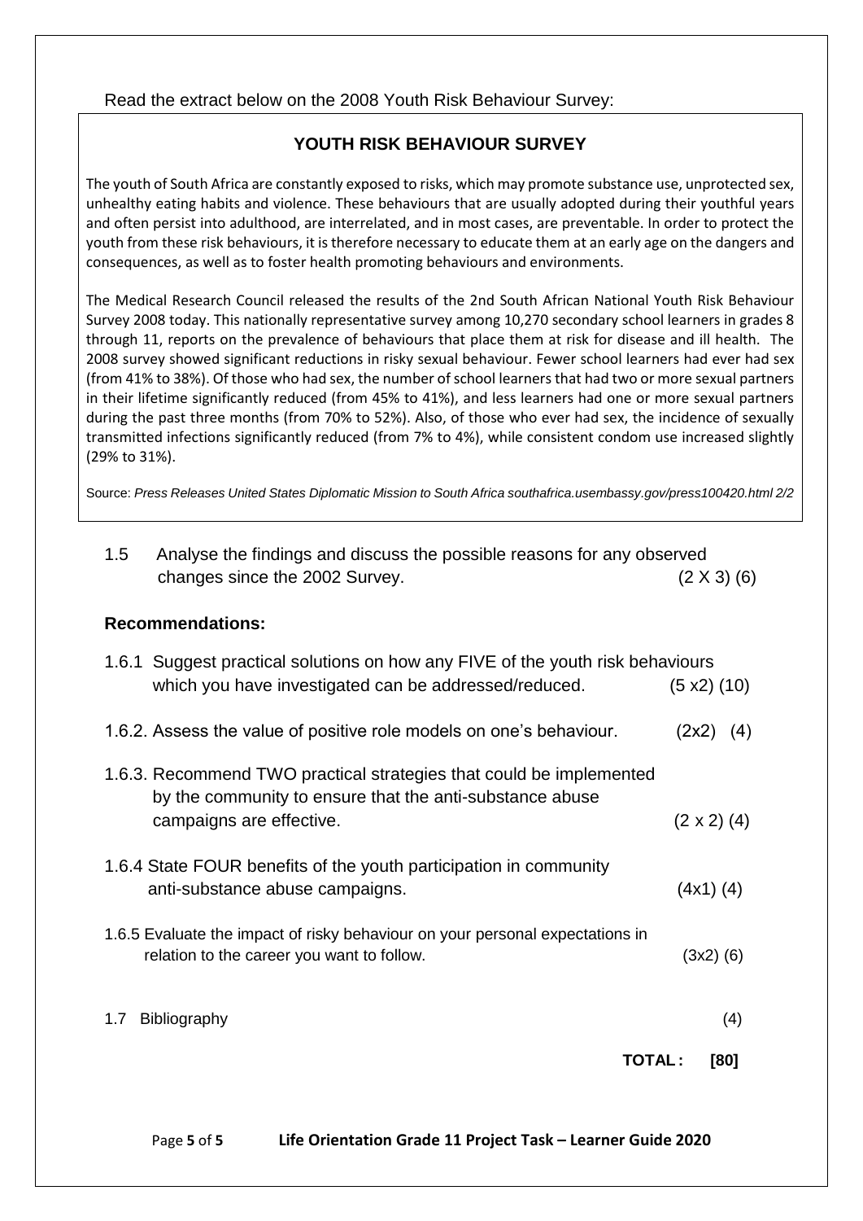Read the extract below on the 2008 Youth Risk Behaviour Survey:

### YOUTH RISK BEHAVIOUR SURVEY

The youth of South Africa are constantly exposed to risks, which may promote substance use, unprotected sex, unhealthy eating habits and violence. These behaviours that are usually adopted during their youthful years and often persist into adulthood, are interrelated, and in most cases, are preventable. In order to protect the youth from these risk behaviours, it is therefore necessary to educate them at an early age on the dangers and consequences, as well as to foster health promoting behaviours and environments.

The Medical Research Council released the results of the 2nd South African National Youth Risk Behaviour Survey 2008 today. This nationally representative survey among 10,270 secondary school learners in grades 8 through 11, reports on the prevalence of behaviours that place them at risk for disease and ill health. The 2008 survey showed significant reductions in risky sexual behaviour. Fewer school learners had ever had sex (from 41% to 38%). Of those who had sex, the number of school learners that had two or more sexual partners in their lifetime significantly reduced (from 45% to 41%), and less learners had one or more sexual partners during the past three months (from 70% to 52%). Also, of those who ever had sex, the incidence of sexually transmitted infections significantly reduced (from 7% to 4%), while consistent condom use increased slightly (29% to 31%).

Source: *Press Releases United States Diplomatic Mission to South Africa southafrica.usembassy.gov/press100420.html 2/2*

1.5 Analyse the findings and discuss the possible reasons for any observed changes since the 2002 Survey. (2 X 3) (6)

**Recommendations:**

1.6.1 Suggest practical solutions on how any FIVE of the youth risk behaviours which you have investigated can be addressed/reduced. (5 x2) (10)

1.6.2. Assess the value of positive role models on one's behaviour. (2x2) (4)

1.6.3. Recommend TWO practical strategies that could be implemented by the community to ensure that the anti-substance abuse campaigns are effective. (2 x 2) (4)

1.6.4 State FOUR benefits of the youth participation in community anti-substance abuse campaigns. (4x1) (4)

1.6.5 Evaluate the impact of risky behaviour on your personal expectations in relation to the career you want to follow. (3x2) (6)

1.7 Bibliography (4)

**TOTAL: [80]**